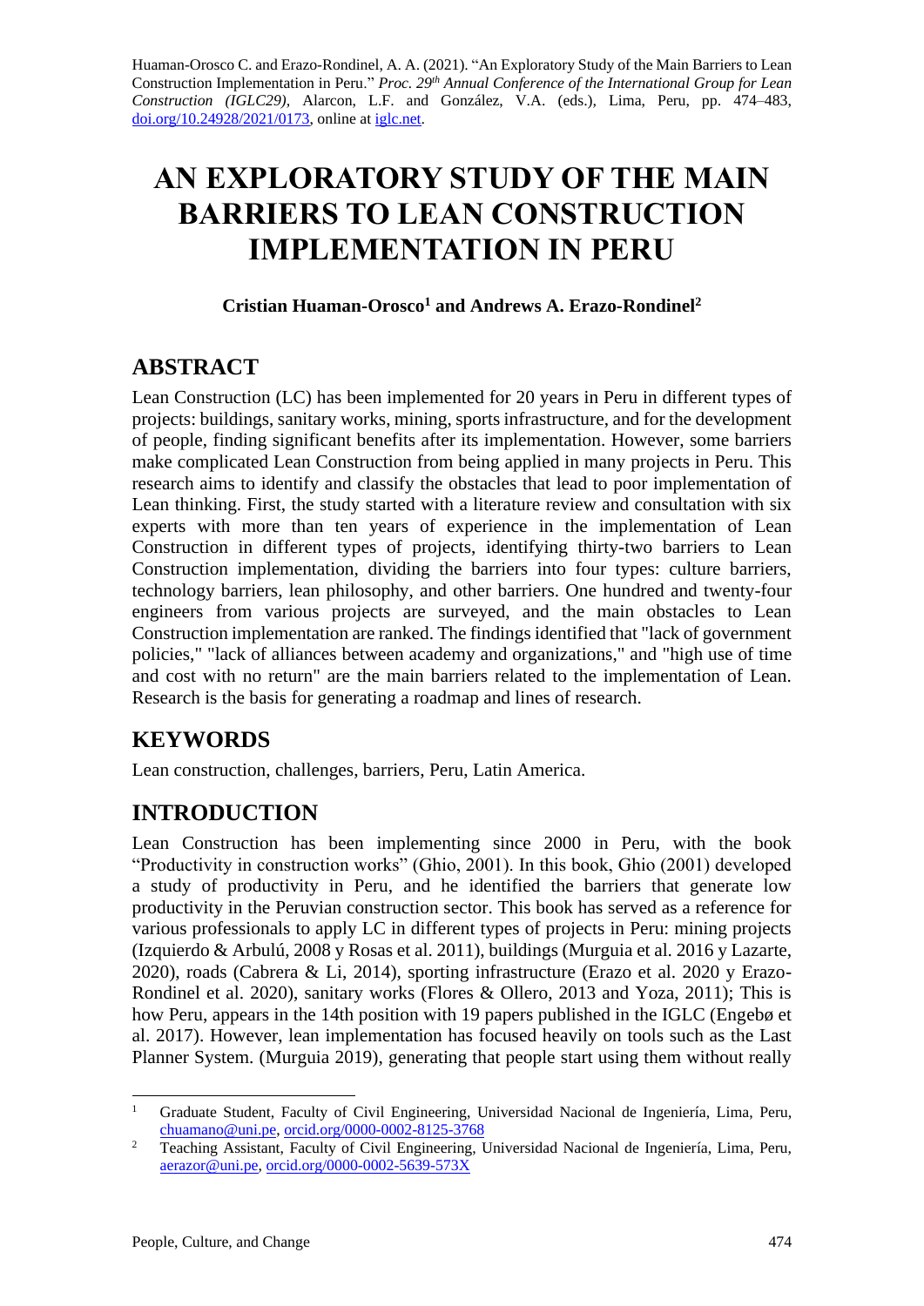Huaman-Orosco C. and Erazo-Rondinel, A. A. (2021). "An Exploratory Study of the Main Barriers to Lean Construction Implementation in Peru." *Proc. 29th Annual Conference of the International Group for Lean Construction (IGLC29)*, Alarcon, L.F. and González, V.A. (eds.), Lima, Peru, pp. 474–483, doi.org/10.24928/2021/0173, online at iglc.net.

# AN EXPLORATORY STUDY OF THE MAIN BARRIERS TO LEAN CONSTRUCTION IMPLEMENTATION IN PERU

**Cristian Huaman-Orosco[1] and Andrews A. Erazo-Rondinel[2]**

## ABSTRACT

Lean Construction (LC) has been implemented for 20 years in Peru in different types of projects: buildings, sanitary works, mining, sports infrastructure, and for the development of people, finding significant benefits after its implementation. However, some barriers make complicated Lean Construction from being applied in many projects in Peru. This research aims to identify and classify the obstacles that lead to poor implementation of Lean thinking. First, the study started with a literature review and consultation with six experts with more than ten years of experience in the implementation of Lean Construction in different types of projects, identifying thirty-two barriers to Lean Construction implementation, dividing the barriers into four types: culture barriers, technology barriers, lean philosophy, and other barriers. One hundred and twenty-four engineers from various projects are surveyed, and the main obstacles to Lean Construction implementation are ranked. The findings identified that "lack of government policies," "lack of alliances between academy and organizations," and "high use of time and cost with no return" are the main barriers related to the implementation of Lean. Research is the basis for generating a roadmap and lines of research.

## KEYWORDS

Lean construction, challenges, barriers, Peru, Latin America.

## INTRODUCTION

Lean Construction has been implementing since 2000 in Peru, with the book "Productivity in construction works" (Ghio, 2001). In this book, Ghio (2001) developed a study of productivity in Peru, and he identified the barriers that generate low productivity in the Peruvian construction sector. This book has served as a reference for various professionals to apply LC in different types of projects in Peru: mining projects (Izquierdo & Arbulú, 2008 y Rosas et al. 2011), buildings (Murguia et al. 2016 y Lazarte, 2020), roads (Cabrera & Li, 2014), sporting infrastructure (Erazo et al. 2020 y Erazo-Rondinel et al. 2020), sanitary works (Flores & Ollero, 2013 and Yoza, 2011); This is how Peru, appears in the 14th position with 19 papers published in the IGLC (Engebø et al. 2017). However, lean implementation has focused heavily on tools such as the Last Planner System. (Murguia 2019), generating that people start using them without really

---

[1] Graduate Student, Faculty of Civil Engineering, Universidad Nacional de Ingeniería, Lima, Peru, chuamano@uni.pe, orcid.org/0000-0002-8125-3768

[2] Teaching Assistant, Faculty of Civil Engineering, Universidad Nacional de Ingeniería, Lima, Peru, aerazor@uni.pe, orcid.org/0000-0002-5639-573X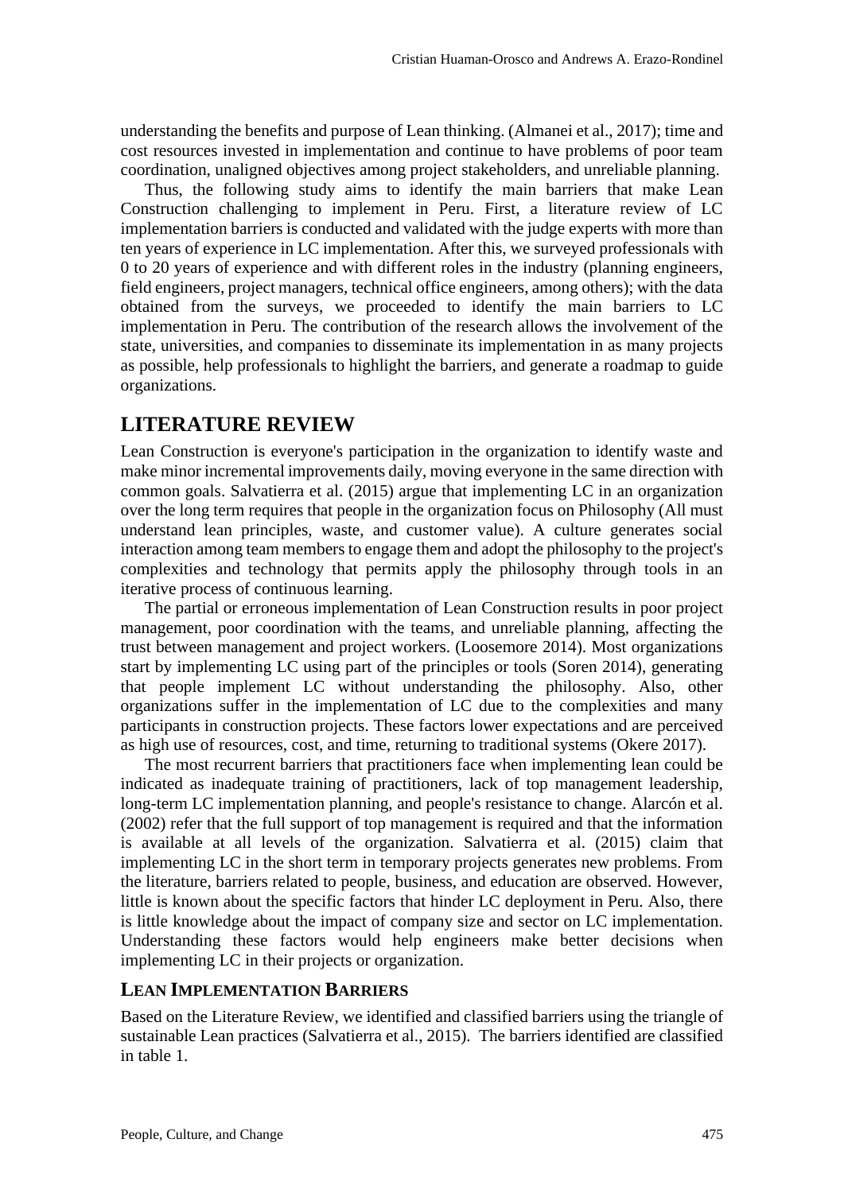understanding the benefits and purpose of Lean thinking. (Almanei et al., 2017); time and cost resources invested in implementation and continue to have problems of poor team coordination, unaligned objectives among project stakeholders, and unreliable planning.

Thus, the following study aims to identify the main barriers that make Lean Construction challenging to implement in Peru. First, a literature review of LC implementation barriers is conducted and validated with the judge experts with more than ten years of experience in LC implementation. After this, we surveyed professionals with 0 to 20 years of experience and with different roles in the industry (planning engineers, field engineers, project managers, technical office engineers, among others); with the data obtained from the surveys, we proceeded to identify the main barriers to LC implementation in Peru. The contribution of the research allows the involvement of the state, universities, and companies to disseminate its implementation in as many projects as possible, help professionals to highlight the barriers, and generate a roadmap to guide organizations.

## LITERATURE REVIEW

Lean Construction is everyone's participation in the organization to identify waste and make minor incremental improvements daily, moving everyone in the same direction with common goals. Salvatierra et al. (2015) argue that implementing LC in an organization over the long term requires that people in the organization focus on Philosophy (All must understand lean principles, waste, and customer value). A culture generates social interaction among team members to engage them and adopt the philosophy to the project's complexities and technology that permits apply the philosophy through tools in an iterative process of continuous learning.

The partial or erroneous implementation of Lean Construction results in poor project management, poor coordination with the teams, and unreliable planning, affecting the trust between management and project workers. (Loosemore 2014). Most organizations start by implementing LC using part of the principles or tools (Soren 2014), generating that people implement LC without understanding the philosophy. Also, other organizations suffer in the implementation of LC due to the complexities and many participants in construction projects. These factors lower expectations and are perceived as high use of resources, cost, and time, returning to traditional systems (Okere 2017).

The most recurrent barriers that practitioners face when implementing lean could be indicated as inadequate training of practitioners, lack of top management leadership, long-term LC implementation planning, and people's resistance to change. Alarcón et al. (2002) refer that the full support of top management is required and that the information is available at all levels of the organization. Salvatierra et al. (2015) claim that implementing LC in the short term in temporary projects generates new problems. From the literature, barriers related to people, business, and education are observed. However, little is known about the specific factors that hinder LC deployment in Peru. Also, there is little knowledge about the impact of company size and sector on LC implementation. Understanding these factors would help engineers make better decisions when implementing LC in their projects or organization.

### LEAN IMPLEMENTATION BARRIERS

Based on the Literature Review, we identified and classified barriers using the triangle of sustainable Lean practices (Salvatierra et al., 2015). The barriers identified are classified in table 1.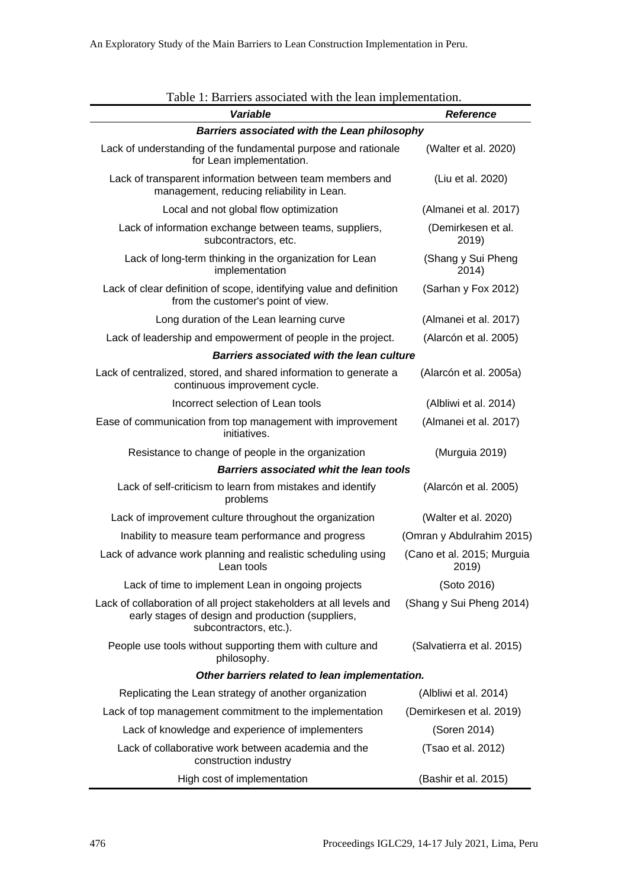Table 1: Barriers associated with the lean implementation.

| ***Variable*** | ***Reference*** |
|---|---|
| ***Barriers associated with the Lean philosophy*** | |
| Lack of understanding of the fundamental purpose and rationale for Lean implementation. | (Walter et al. 2020) |
| Lack of transparent information between team members and management, reducing reliability in Lean. | (Liu et al. 2020) |
| Local and not global flow optimization | (Almanei et al. 2017) |
| Lack of information exchange between teams, suppliers, subcontractors, etc. | (Demirkesen et al. 2019) |
| Lack of long-term thinking in the organization for Lean implementation | (Shang y Sui Pheng 2014) |
| Lack of clear definition of scope, identifying value and definition from the customer's point of view. | (Sarhan y Fox 2012) |
| Long duration of the Lean learning curve | (Almanei et al. 2017) |
| Lack of leadership and empowerment of people in the project. | (Alarcón et al. 2005) |
| ***Barriers associated with the lean culture*** | |
| Lack of centralized, stored, and shared information to generate a continuous improvement cycle. | (Alarcón et al. 2005a) |
| Incorrect selection of Lean tools | (Albliwi et al. 2014) |
| Ease of communication from top management with improvement initiatives. | (Almanei et al. 2017) |
| Resistance to change of people in the organization | (Murguia 2019) |
| ***Barriers associated whit the lean tools*** | |
| Lack of self-criticism to learn from mistakes and identify problems | (Alarcón et al. 2005) |
| Lack of improvement culture throughout the organization | (Walter et al. 2020) |
| Inability to measure team performance and progress | (Omran y Abdulrahim 2015) |
| Lack of advance work planning and realistic scheduling using Lean tools | (Cano et al. 2015; Murguia 2019) |
| Lack of time to implement Lean in ongoing projects | (Soto 2016) |
| Lack of collaboration of all project stakeholders at all levels and early stages of design and production (suppliers, subcontractors, etc.). | (Shang y Sui Pheng 2014) |
| People use tools without supporting them with culture and philosophy. | (Salvatierra et al. 2015) |
| ***Other barriers related to lean implementation.*** | |
| Replicating the Lean strategy of another organization | (Albliwi et al. 2014) |
| Lack of top management commitment to the implementation | (Demirkesen et al. 2019) |
| Lack of knowledge and experience of implementers | (Soren 2014) |
| Lack of collaborative work between academia and the construction industry | (Tsao et al. 2012) |
| High cost of implementation | (Bashir et al. 2015) |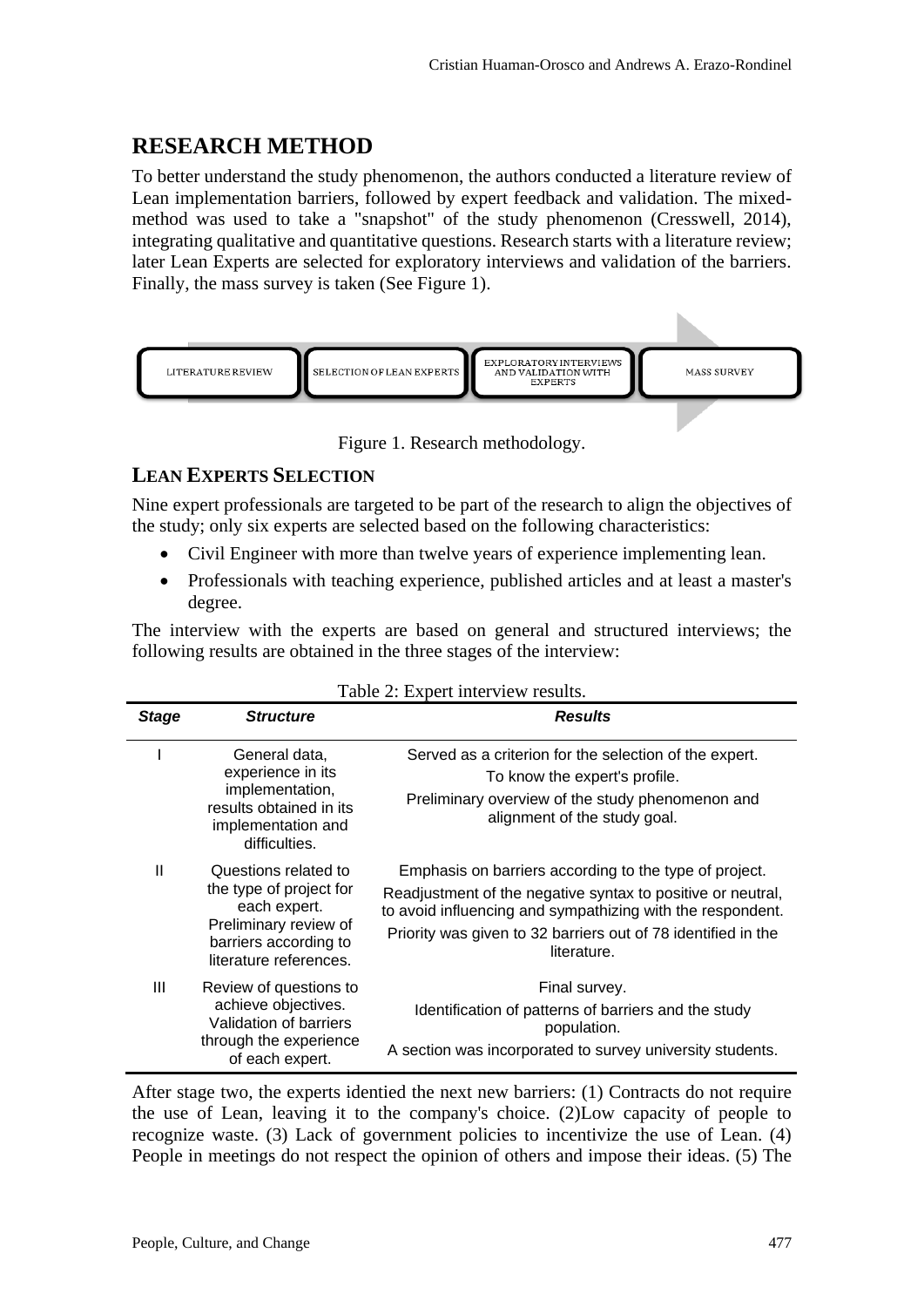## RESEARCH METHOD

To better understand the study phenomenon, the authors conducted a literature review of Lean implementation barriers, followed by expert feedback and validation. The mixed-method was used to take a "snapshot" of the study phenomenon (Cresswell, 2014), integrating qualitative and quantitative questions. Research starts with a literature review; later Lean Experts are selected for exploratory interviews and validation of the barriers. Finally, the mass survey is taken (See Figure 1).

LITERATURE REVIEW → SELECTION OF LEAN EXPERTS → EXPLORATORY INTERVIEWS AND VALIDATION WITH EXPERTS → MASS SURVEY

Figure 1. Research methodology.

### LEAN EXPERTS SELECTION

Nine expert professionals are targeted to be part of the research to align the objectives of the study; only six experts are selected based on the following characteristics:

- Civil Engineer with more than twelve years of experience implementing lean.
- Professionals with teaching experience, published articles and at least a master's degree.

The interview with the experts are based on general and structured interviews; the following results are obtained in the three stages of the interview:

Table 2: Expert interview results.

| ***Stage*** | ***Structure*** | ***Results*** |
|---|---|---|
| I | General data, experience in its implementation, results obtained in its implementation and difficulties. | Served as a criterion for the selection of the expert. To know the expert's profile. Preliminary overview of the study phenomenon and alignment of the study goal. |
| II | Questions related to the type of project for each expert. Preliminary review of barriers according to literature references. | Emphasis on barriers according to the type of project. Readjustment of the negative syntax to positive or neutral, to avoid influencing and sympathizing with the respondent. Priority was given to 32 barriers out of 78 identified in the literature. |
| III | Review of questions to achieve objectives. Validation of barriers through the experience of each expert. | Final survey. Identification of patterns of barriers and the study population. A section was incorporated to survey university students. |

After stage two, the experts identied the next new barriers: (1) Contracts do not require the use of Lean, leaving it to the company's choice. (2)Low capacity of people to recognize waste. (3) Lack of government policies to incentivize the use of Lean. (4) People in meetings do not respect the opinion of others and impose their ideas. (5) The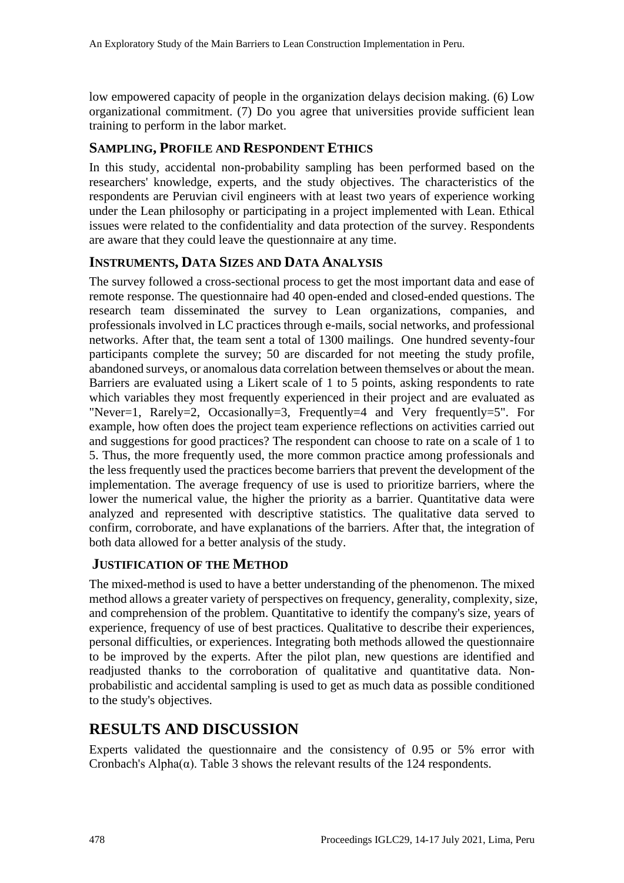low empowered capacity of people in the organization delays decision making. (6) Low organizational commitment. (7) Do you agree that universities provide sufficient lean training to perform in the labor market.

### SAMPLING, PROFILE AND RESPONDENT ETHICS

In this study, accidental non-probability sampling has been performed based on the researchers' knowledge, experts, and the study objectives. The characteristics of the respondents are Peruvian civil engineers with at least two years of experience working under the Lean philosophy or participating in a project implemented with Lean. Ethical issues were related to the confidentiality and data protection of the survey. Respondents are aware that they could leave the questionnaire at any time.

### INSTRUMENTS, DATA SIZES AND DATA ANALYSIS

The survey followed a cross-sectional process to get the most important data and ease of remote response. The questionnaire had 40 open-ended and closed-ended questions. The research team disseminated the survey to Lean organizations, companies, and professionals involved in LC practices through e-mails, social networks, and professional networks. After that, the team sent a total of 1300 mailings. One hundred seventy-four participants complete the survey; 50 are discarded for not meeting the study profile, abandoned surveys, or anomalous data correlation between themselves or about the mean. Barriers are evaluated using a Likert scale of 1 to 5 points, asking respondents to rate which variables they most frequently experienced in their project and are evaluated as "Never=1, Rarely=2, Occasionally=3, Frequently=4 and Very frequently=5". For example, how often does the project team experience reflections on activities carried out and suggestions for good practices? The respondent can choose to rate on a scale of 1 to 5. Thus, the more frequently used, the more common practice among professionals and the less frequently used the practices become barriers that prevent the development of the implementation. The average frequency of use is used to prioritize barriers, where the lower the numerical value, the higher the priority as a barrier. Quantitative data were analyzed and represented with descriptive statistics. The qualitative data served to confirm, corroborate, and have explanations of the barriers. After that, the integration of both data allowed for a better analysis of the study.

### JUSTIFICATION OF THE METHOD

The mixed-method is used to have a better understanding of the phenomenon. The mixed method allows a greater variety of perspectives on frequency, generality, complexity, size, and comprehension of the problem. Quantitative to identify the company's size, years of experience, frequency of use of best practices. Qualitative to describe their experiences, personal difficulties, or experiences. Integrating both methods allowed the questionnaire to be improved by the experts. After the pilot plan, new questions are identified and readjusted thanks to the corroboration of qualitative and quantitative data. Non-probabilistic and accidental sampling is used to get as much data as possible conditioned to the study's objectives.

## RESULTS AND DISCUSSION

Experts validated the questionnaire and the consistency of 0.95 or 5% error with Cronbach's Alpha($\alpha$). Table 3 shows the relevant results of the 124 respondents.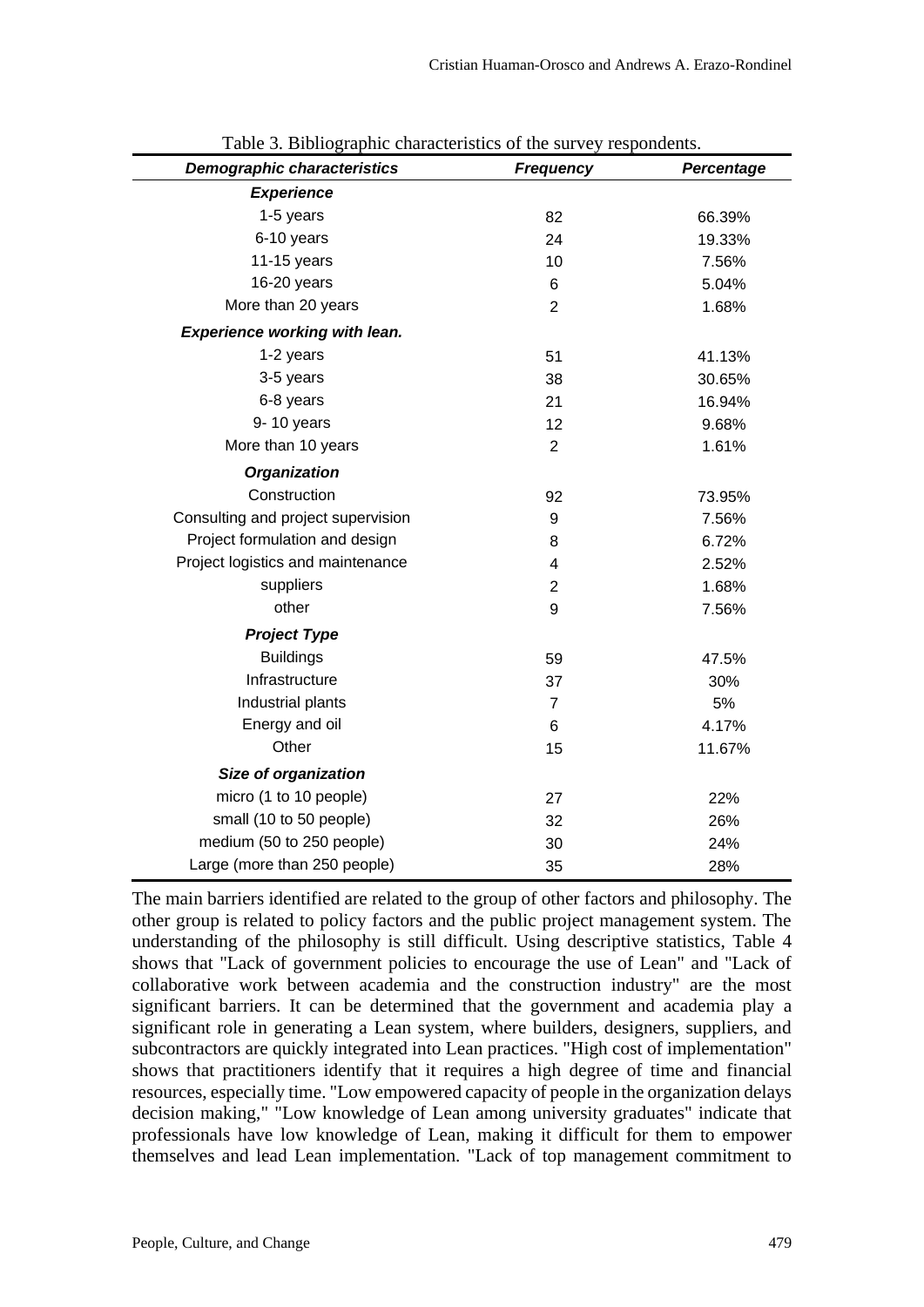Table 3. Bibliographic characteristics of the survey respondents.

| ***Demographic characteristics*** | ***Frequency*** | ***Percentage*** |
|---|---|---|
| ***Experience*** | | |
| 1-5 years | 82 | 66.39% |
| 6-10 years | 24 | 19.33% |
| 11-15 years | 10 | 7.56% |
| 16-20 years | 6 | 5.04% |
| More than 20 years | 2 | 1.68% |
| ***Experience working with lean.*** | | |
| 1-2 years | 51 | 41.13% |
| 3-5 years | 38 | 30.65% |
| 6-8 years | 21 | 16.94% |
| 9- 10 years | 12 | 9.68% |
| More than 10 years | 2 | 1.61% |
| ***Organization*** | | |
| Construction | 92 | 73.95% |
| Consulting and project supervision | 9 | 7.56% |
| Project formulation and design | 8 | 6.72% |
| Project logistics and maintenance | 4 | 2.52% |
| suppliers | 2 | 1.68% |
| other | 9 | 7.56% |
| ***Project Type*** | | |
| Buildings | 59 | 47.5% |
| Infrastructure | 37 | 30% |
| Industrial plants | 7 | 5% |
| Energy and oil | 6 | 4.17% |
| Other | 15 | 11.67% |
| ***Size of organization*** | | |
| micro (1 to 10 people) | 27 | 22% |
| small (10 to 50 people) | 32 | 26% |
| medium (50 to 250 people) | 30 | 24% |
| Large (more than 250 people) | 35 | 28% |

The main barriers identified are related to the group of other factors and philosophy. The other group is related to policy factors and the public project management system. The understanding of the philosophy is still difficult. Using descriptive statistics, Table 4 shows that "Lack of government policies to encourage the use of Lean" and "Lack of collaborative work between academia and the construction industry" are the most significant barriers. It can be determined that the government and academia play a significant role in generating a Lean system, where builders, designers, suppliers, and subcontractors are quickly integrated into Lean practices. "High cost of implementation" shows that practitioners identify that it requires a high degree of time and financial resources, especially time. "Low empowered capacity of people in the organization delays decision making," "Low knowledge of Lean among university graduates" indicate that professionals have low knowledge of Lean, making it difficult for them to empower themselves and lead Lean implementation. "Lack of top management commitment to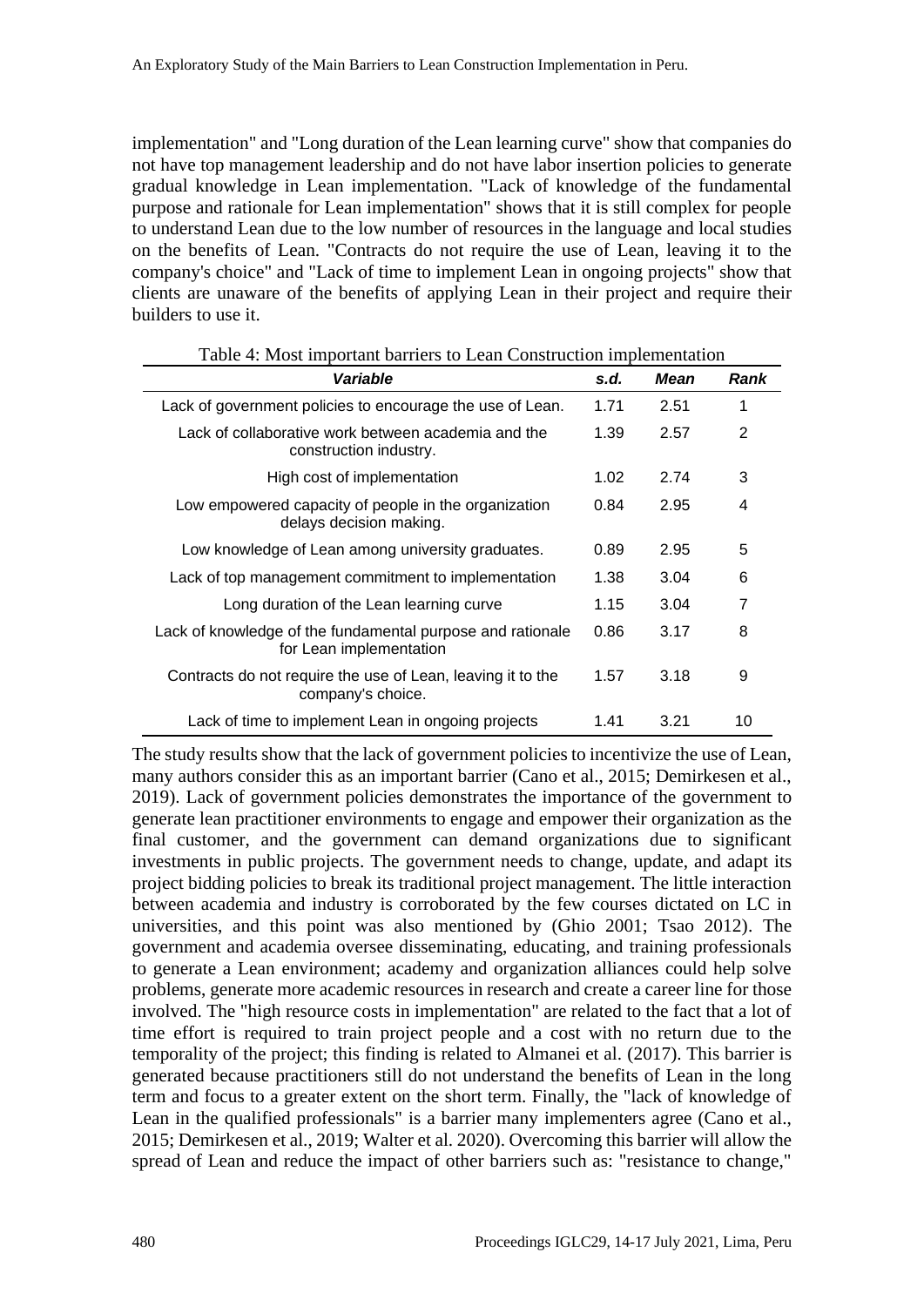implementation" and "Long duration of the Lean learning curve" show that companies do not have top management leadership and do not have labor insertion policies to generate gradual knowledge in Lean implementation. "Lack of knowledge of the fundamental purpose and rationale for Lean implementation" shows that it is still complex for people to understand Lean due to the low number of resources in the language and local studies on the benefits of Lean. "Contracts do not require the use of Lean, leaving it to the company's choice" and "Lack of time to implement Lean in ongoing projects" show that clients are unaware of the benefits of applying Lean in their project and require their builders to use it.

Table 4: Most important barriers to Lean Construction implementation

| *Variable* | *s.d.* | *Mean* | *Rank* |
|---|---|---|---|
| Lack of government policies to encourage the use of Lean. | 1.71 | 2.51 | 1 |
| Lack of collaborative work between academia and the construction industry. | 1.39 | 2.57 | 2 |
| High cost of implementation | 1.02 | 2.74 | 3 |
| Low empowered capacity of people in the organization delays decision making. | 0.84 | 2.95 | 4 |
| Low knowledge of Lean among university graduates. | 0.89 | 2.95 | 5 |
| Lack of top management commitment to implementation | 1.38 | 3.04 | 6 |
| Long duration of the Lean learning curve | 1.15 | 3.04 | 7 |
| Lack of knowledge of the fundamental purpose and rationale for Lean implementation | 0.86 | 3.17 | 8 |
| Contracts do not require the use of Lean, leaving it to the company's choice. | 1.57 | 3.18 | 9 |
| Lack of time to implement Lean in ongoing projects | 1.41 | 3.21 | 10 |

The study results show that the lack of government policies to incentivize the use of Lean, many authors consider this as an important barrier (Cano et al., 2015; Demirkesen et al., 2019). Lack of government policies demonstrates the importance of the government to generate lean practitioner environments to engage and empower their organization as the final customer, and the government can demand organizations due to significant investments in public projects. The government needs to change, update, and adapt its project bidding policies to break its traditional project management. The little interaction between academia and industry is corroborated by the few courses dictated on LC in universities, and this point was also mentioned by (Ghio 2001; Tsao 2012). The government and academia oversee disseminating, educating, and training professionals to generate a Lean environment; academy and organization alliances could help solve problems, generate more academic resources in research and create a career line for those involved. The "high resource costs in implementation" are related to the fact that a lot of time effort is required to train project people and a cost with no return due to the temporality of the project; this finding is related to Almanei et al. (2017). This barrier is generated because practitioners still do not understand the benefits of Lean in the long term and focus to a greater extent on the short term. Finally, the "lack of knowledge of Lean in the qualified professionals" is a barrier many implementers agree (Cano et al., 2015; Demirkesen et al., 2019; Walter et al. 2020). Overcoming this barrier will allow the spread of Lean and reduce the impact of other barriers such as: "resistance to change,"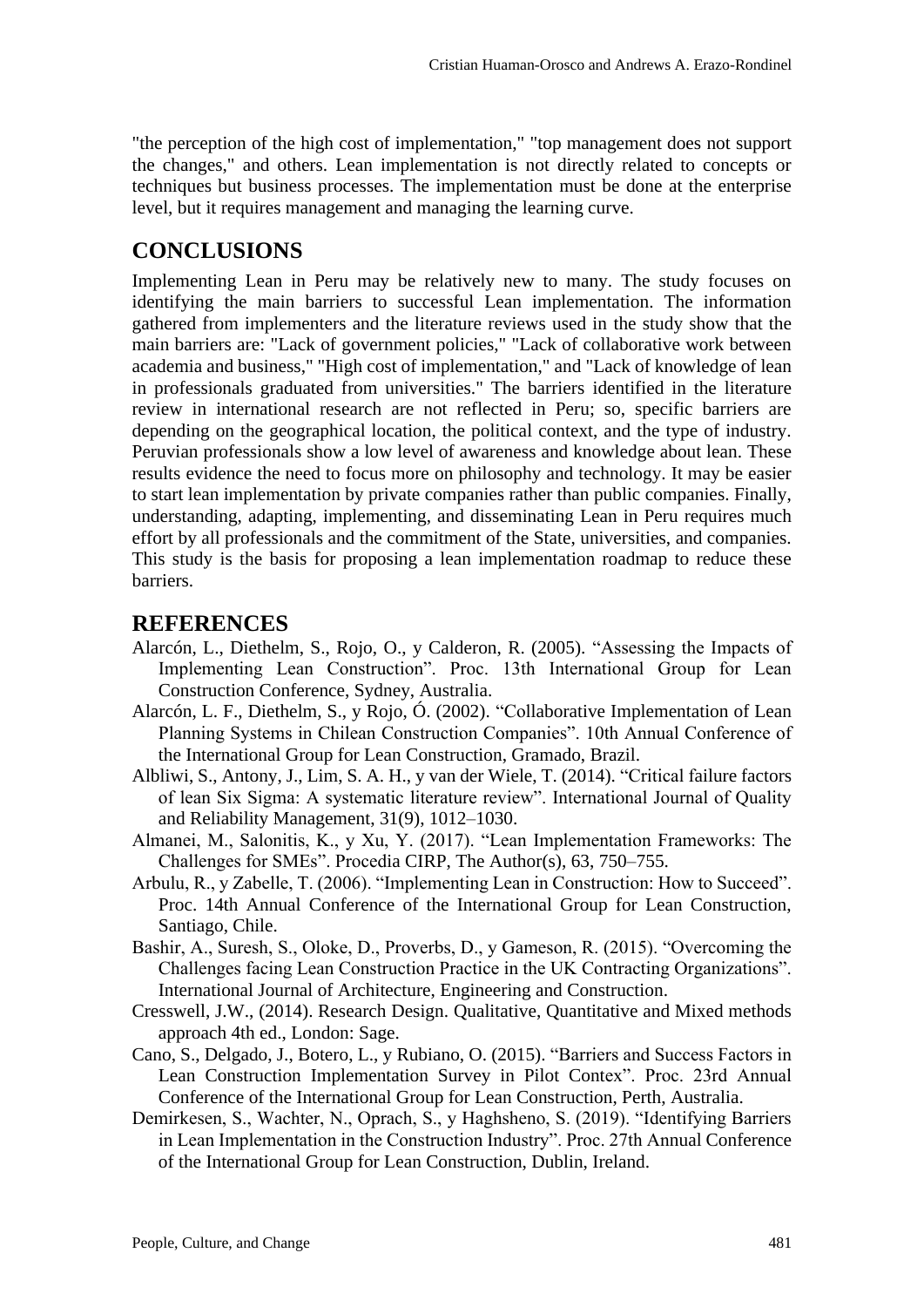"the perception of the high cost of implementation," "top management does not support the changes," and others. Lean implementation is not directly related to concepts or techniques but business processes. The implementation must be done at the enterprise level, but it requires management and managing the learning curve.

## CONCLUSIONS

Implementing Lean in Peru may be relatively new to many. The study focuses on identifying the main barriers to successful Lean implementation. The information gathered from implementers and the literature reviews used in the study show that the main barriers are: "Lack of government policies," "Lack of collaborative work between academia and business," "High cost of implementation," and "Lack of knowledge of lean in professionals graduated from universities." The barriers identified in the literature review in international research are not reflected in Peru; so, specific barriers are depending on the geographical location, the political context, and the type of industry. Peruvian professionals show a low level of awareness and knowledge about lean. These results evidence the need to focus more on philosophy and technology. It may be easier to start lean implementation by private companies rather than public companies. Finally, understanding, adapting, implementing, and disseminating Lean in Peru requires much effort by all professionals and the commitment of the State, universities, and companies. This study is the basis for proposing a lean implementation roadmap to reduce these barriers.

## REFERENCES

Alarcón, L., Diethelm, S., Rojo, O., y Calderon, R. (2005). "Assessing the Impacts of Implementing Lean Construction". Proc. 13th International Group for Lean Construction Conference, Sydney, Australia.

Alarcón, L. F., Diethelm, S., y Rojo, Ó. (2002). "Collaborative Implementation of Lean Planning Systems in Chilean Construction Companies". 10th Annual Conference of the International Group for Lean Construction, Gramado, Brazil.

Albliwi, S., Antony, J., Lim, S. A. H., y van der Wiele, T. (2014). "Critical failure factors of lean Six Sigma: A systematic literature review". International Journal of Quality and Reliability Management, 31(9), 1012–1030.

Almanei, M., Salonitis, K., y Xu, Y. (2017). "Lean Implementation Frameworks: The Challenges for SMEs". Procedia CIRP, The Author(s), 63, 750–755.

Arbulu, R., y Zabelle, T. (2006). "Implementing Lean in Construction: How to Succeed". Proc. 14th Annual Conference of the International Group for Lean Construction, Santiago, Chile.

Bashir, A., Suresh, S., Oloke, D., Proverbs, D., y Gameson, R. (2015). "Overcoming the Challenges facing Lean Construction Practice in the UK Contracting Organizations". International Journal of Architecture, Engineering and Construction.

Cresswell, J.W., (2014). Research Design. Qualitative, Quantitative and Mixed methods approach 4th ed., London: Sage.

Cano, S., Delgado, J., Botero, L., y Rubiano, O. (2015). "Barriers and Success Factors in Lean Construction Implementation Survey in Pilot Contex". Proc. 23rd Annual Conference of the International Group for Lean Construction, Perth, Australia.

Demirkesen, S., Wachter, N., Oprach, S., y Haghsheno, S. (2019). "Identifying Barriers in Lean Implementation in the Construction Industry". Proc. 27th Annual Conference of the International Group for Lean Construction, Dublin, Ireland.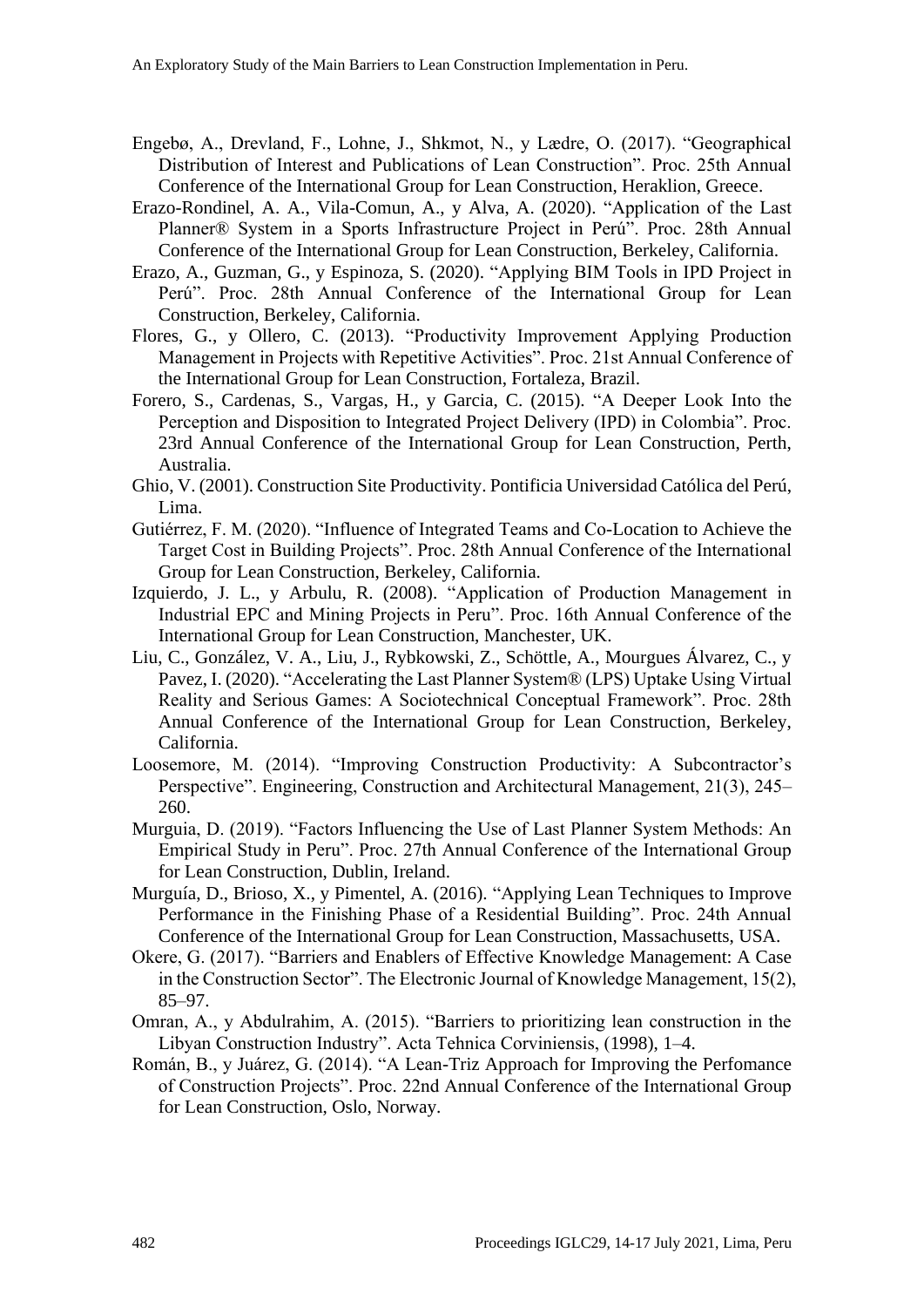Engebø, A., Drevland, F., Lohne, J., Shkmot, N., y Lædre, O. (2017). "Geographical Distribution of Interest and Publications of Lean Construction". Proc. 25th Annual Conference of the International Group for Lean Construction, Heraklion, Greece.

Erazo-Rondinel, A. A., Vila-Comun, A., y Alva, A. (2020). "Application of the Last Planner® System in a Sports Infrastructure Project in Perú". Proc. 28th Annual Conference of the International Group for Lean Construction, Berkeley, California.

Erazo, A., Guzman, G., y Espinoza, S. (2020). "Applying BIM Tools in IPD Project in Perú". Proc. 28th Annual Conference of the International Group for Lean Construction, Berkeley, California.

Flores, G., y Ollero, C. (2013). "Productivity Improvement Applying Production Management in Projects with Repetitive Activities". Proc. 21st Annual Conference of the International Group for Lean Construction, Fortaleza, Brazil.

Forero, S., Cardenas, S., Vargas, H., y Garcia, C. (2015). "A Deeper Look Into the Perception and Disposition to Integrated Project Delivery (IPD) in Colombia". Proc. 23rd Annual Conference of the International Group for Lean Construction, Perth, Australia.

Ghio, V. (2001). Construction Site Productivity. Pontificia Universidad Católica del Perú, Lima.

Gutiérrez, F. M. (2020). "Influence of Integrated Teams and Co-Location to Achieve the Target Cost in Building Projects". Proc. 28th Annual Conference of the International Group for Lean Construction, Berkeley, California.

Izquierdo, J. L., y Arbulu, R. (2008). "Application of Production Management in Industrial EPC and Mining Projects in Peru". Proc. 16th Annual Conference of the International Group for Lean Construction, Manchester, UK.

Liu, C., González, V. A., Liu, J., Rybkowski, Z., Schöttle, A., Mourgues Álvarez, C., y Pavez, I. (2020). "Accelerating the Last Planner System® (LPS) Uptake Using Virtual Reality and Serious Games: A Sociotechnical Conceptual Framework". Proc. 28th Annual Conference of the International Group for Lean Construction, Berkeley, California.

Loosemore, M. (2014). "Improving Construction Productivity: A Subcontractor's Perspective". Engineering, Construction and Architectural Management, 21(3), 245–260.

Murguia, D. (2019). "Factors Influencing the Use of Last Planner System Methods: An Empirical Study in Peru". Proc. 27th Annual Conference of the International Group for Lean Construction, Dublin, Ireland.

Murguía, D., Brioso, X., y Pimentel, A. (2016). "Applying Lean Techniques to Improve Performance in the Finishing Phase of a Residential Building". Proc. 24th Annual Conference of the International Group for Lean Construction, Massachusetts, USA.

Okere, G. (2017). "Barriers and Enablers of Effective Knowledge Management: A Case in the Construction Sector". The Electronic Journal of Knowledge Management, 15(2), 85–97.

Omran, A., y Abdulrahim, A. (2015). "Barriers to prioritizing lean construction in the Libyan Construction Industry". Acta Tehnica Corviniensis, (1998), 1–4.

Román, B., y Juárez, G. (2014). "A Lean-Triz Approach for Improving the Perfomance of Construction Projects". Proc. 22nd Annual Conference of the International Group for Lean Construction, Oslo, Norway.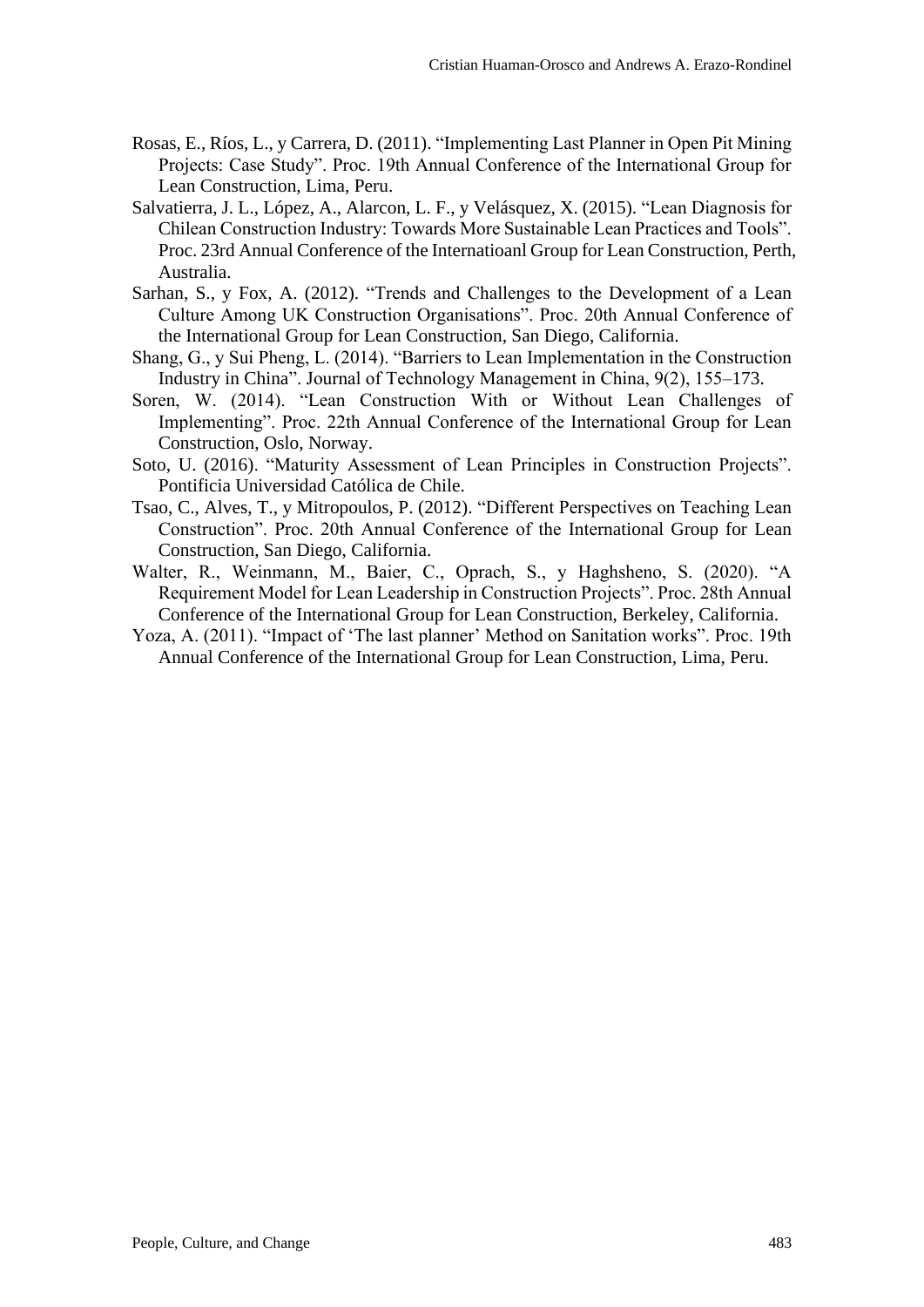Rosas, E., Ríos, L., y Carrera, D. (2011). "Implementing Last Planner in Open Pit Mining Projects: Case Study". Proc. 19th Annual Conference of the International Group for Lean Construction, Lima, Peru.

Salvatierra, J. L., López, A., Alarcon, L. F., y Velásquez, X. (2015). "Lean Diagnosis for Chilean Construction Industry: Towards More Sustainable Lean Practices and Tools". Proc. 23rd Annual Conference of the Internatioanl Group for Lean Construction, Perth, Australia.

Sarhan, S., y Fox, A. (2012). "Trends and Challenges to the Development of a Lean Culture Among UK Construction Organisations". Proc. 20th Annual Conference of the International Group for Lean Construction, San Diego, California.

Shang, G., y Sui Pheng, L. (2014). "Barriers to Lean Implementation in the Construction Industry in China". Journal of Technology Management in China, 9(2), 155–173.

Soren, W. (2014). "Lean Construction With or Without Lean Challenges of Implementing". Proc. 22th Annual Conference of the International Group for Lean Construction, Oslo, Norway.

Soto, U. (2016). "Maturity Assessment of Lean Principles in Construction Projects". Pontificia Universidad Católica de Chile.

Tsao, C., Alves, T., y Mitropoulos, P. (2012). "Different Perspectives on Teaching Lean Construction". Proc. 20th Annual Conference of the International Group for Lean Construction, San Diego, California.

Walter, R., Weinmann, M., Baier, C., Oprach, S., y Haghsheno, S. (2020). "A Requirement Model for Lean Leadership in Construction Projects". Proc. 28th Annual Conference of the International Group for Lean Construction, Berkeley, California.

Yoza, A. (2011). "Impact of 'The last planner' Method on Sanitation works". Proc. 19th Annual Conference of the International Group for Lean Construction, Lima, Peru.